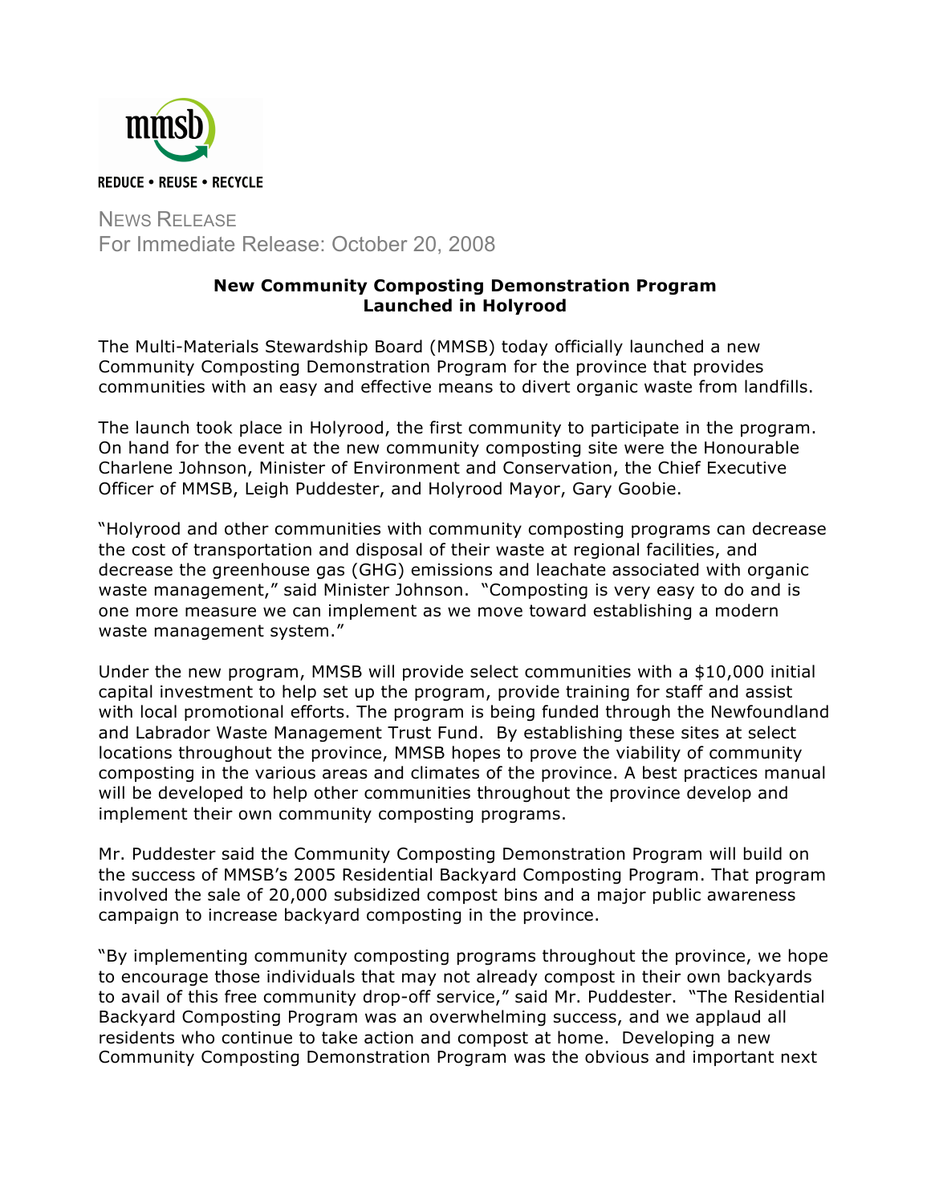mmsb

REDUCE • REUSE • RECYCLE

NEWS RELEASE
For Immediate Release: October 20, 2008

## New Community Composting Demonstration Program Launched in Holyrood

The Multi-Materials Stewardship Board (MMSB) today officially launched a new Community Composting Demonstration Program for the province that provides communities with an easy and effective means to divert organic waste from landfills.

The launch took place in Holyrood, the first community to participate in the program. On hand for the event at the new community composting site were the Honourable Charlene Johnson, Minister of Environment and Conservation, the Chief Executive Officer of MMSB, Leigh Puddester, and Holyrood Mayor, Gary Goobie.

"Holyrood and other communities with community composting programs can decrease the cost of transportation and disposal of their waste at regional facilities, and decrease the greenhouse gas (GHG) emissions and leachate associated with organic waste management," said Minister Johnson. "Composting is very easy to do and is one more measure we can implement as we move toward establishing a modern waste management system."

Under the new program, MMSB will provide select communities with a $10,000 initial capital investment to help set up the program, provide training for staff and assist with local promotional efforts. The program is being funded through the Newfoundland and Labrador Waste Management Trust Fund. By establishing these sites at select locations throughout the province, MMSB hopes to prove the viability of community composting in the various areas and climates of the province. A best practices manual will be developed to help other communities throughout the province develop and implement their own community composting programs.

Mr. Puddester said the Community Composting Demonstration Program will build on the success of MMSB's 2005 Residential Backyard Composting Program. That program involved the sale of 20,000 subsidized compost bins and a major public awareness campaign to increase backyard composting in the province.

"By implementing community composting programs throughout the province, we hope to encourage those individuals that may not already compost in their own backyards to avail of this free community drop-off service," said Mr. Puddester. "The Residential Backyard Composting Program was an overwhelming success, and we applaud all residents who continue to take action and compost at home. Developing a new Community Composting Demonstration Program was the obvious and important next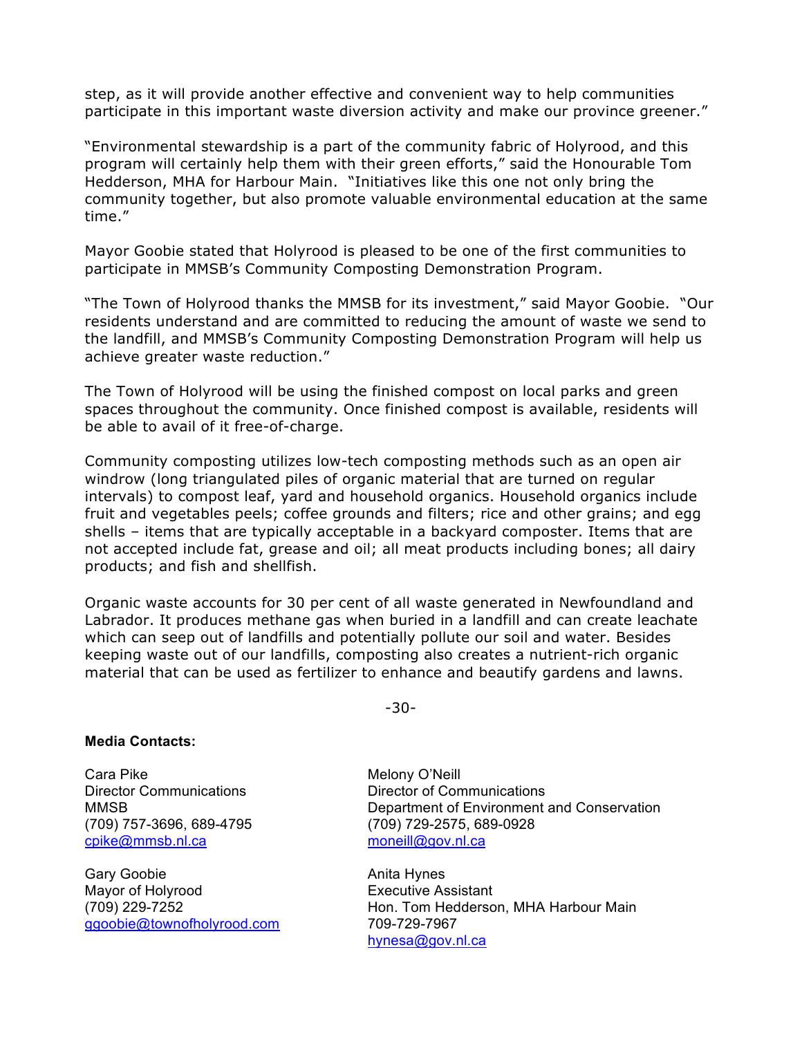step, as it will provide another effective and convenient way to help communities participate in this important waste diversion activity and make our province greener."

"Environmental stewardship is a part of the community fabric of Holyrood, and this program will certainly help them with their green efforts," said the Honourable Tom Hedderson, MHA for Harbour Main. "Initiatives like this one not only bring the community together, but also promote valuable environmental education at the same time."

Mayor Goobie stated that Holyrood is pleased to be one of the first communities to participate in MMSB's Community Composting Demonstration Program.

"The Town of Holyrood thanks the MMSB for its investment," said Mayor Goobie. "Our residents understand and are committed to reducing the amount of waste we send to the landfill, and MMSB's Community Composting Demonstration Program will help us achieve greater waste reduction."

The Town of Holyrood will be using the finished compost on local parks and green spaces throughout the community. Once finished compost is available, residents will be able to avail of it free-of-charge.

Community composting utilizes low-tech composting methods such as an open air windrow (long triangulated piles of organic material that are turned on regular intervals) to compost leaf, yard and household organics. Household organics include fruit and vegetables peels; coffee grounds and filters; rice and other grains; and egg shells – items that are typically acceptable in a backyard composter. Items that are not accepted include fat, grease and oil; all meat products including bones; all dairy products; and fish and shellfish.

Organic waste accounts for 30 per cent of all waste generated in Newfoundland and Labrador. It produces methane gas when buried in a landfill and can create leachate which can seep out of landfills and potentially pollute our soil and water. Besides keeping waste out of our landfills, composting also creates a nutrient-rich organic material that can be used as fertilizer to enhance and beautify gardens and lawns.

-30-

**Media Contacts:**

Cara Pike
Director Communications
MMSB
(709) 757-3696, 689-4795
cpike@mmsb.nl.ca

Melony O'Neill
Director of Communications
Department of Environment and Conservation
(709) 729-2575, 689-0928
moneill@gov.nl.ca

Gary Goobie
Mayor of Holyrood
(709) 229-7252
ggoobie@townofholyrood.com

Anita Hynes
Executive Assistant
Hon. Tom Hedderson, MHA Harbour Main
709-729-7967
hynesa@gov.nl.ca